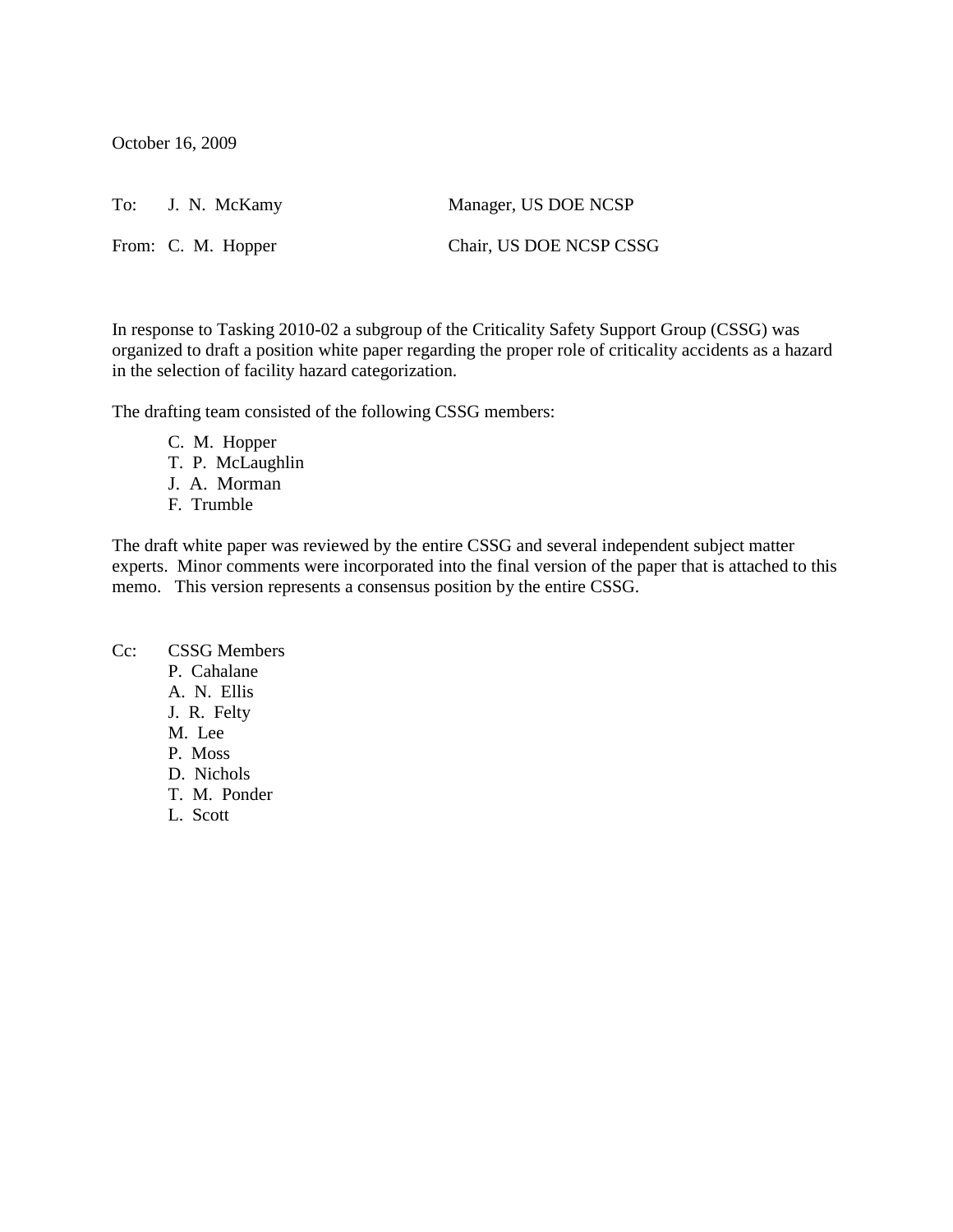October 16, 2009

To: J. N. McKamy — Manager, US DOE NCSP

From: C. M. Hopper — Chair, US DOE NCSP CSSG

In response to Tasking 2010-02 a subgroup of the Criticality Safety Support Group (CSSG) was organized to draft a position white paper regarding the proper role of criticality accidents as a hazard in the selection of facility hazard categorization.

The drafting team consisted of the following CSSG members:

- C. M. Hopper
- T. P. McLaughlin
- J. A. Morman
- F. Trumble

The draft white paper was reviewed by the entire CSSG and several independent subject matter experts. Minor comments were incorporated into the final version of the paper that is attached to this memo. This version represents a consensus position by the entire CSSG.

Cc: CSSG Members

- P. Cahalane
- A. N. Ellis
- J. R. Felty
- M. Lee
- P. Moss
- D. Nichols
- T. M. Ponder
- L. Scott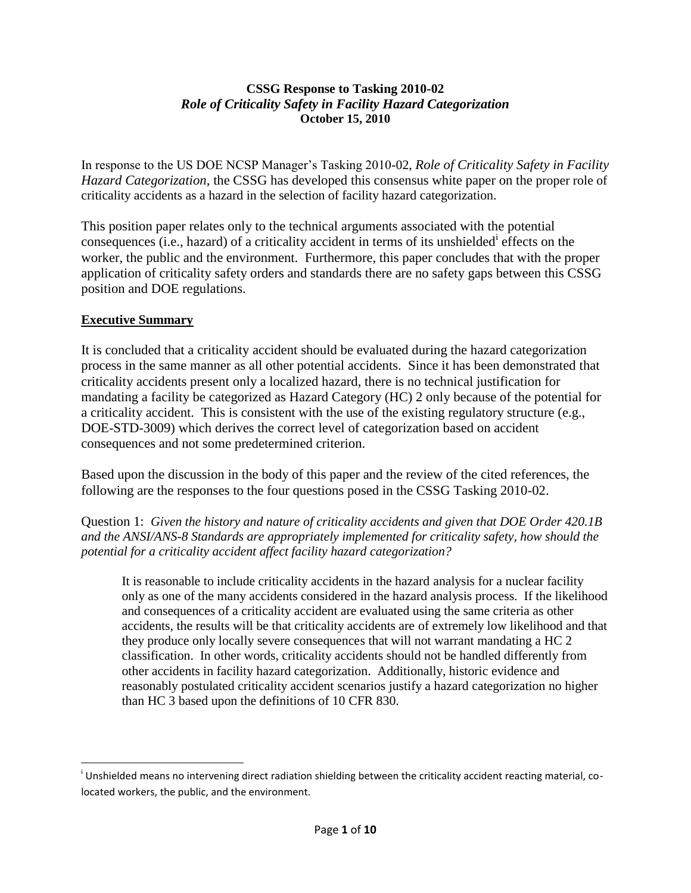**CSSG Response to Tasking 2010-02**
***Role of Criticality Safety in Facility Hazard Categorization***
**October 15, 2010**

In response to the US DOE NCSP Manager's Tasking 2010-02, *Role of Criticality Safety in Facility Hazard Categorization*, the CSSG has developed this consensus white paper on the proper role of criticality accidents as a hazard in the selection of facility hazard categorization.

This position paper relates only to the technical arguments associated with the potential consequences (i.e., hazard) of a criticality accident in terms of its unshielded[i] effects on the worker, the public and the environment. Furthermore, this paper concludes that with the proper application of criticality safety orders and standards there are no safety gaps between this CSSG position and DOE regulations.

## Executive Summary

It is concluded that a criticality accident should be evaluated during the hazard categorization process in the same manner as all other potential accidents. Since it has been demonstrated that criticality accidents present only a localized hazard, there is no technical justification for mandating a facility be categorized as Hazard Category (HC) 2 only because of the potential for a criticality accident. This is consistent with the use of the existing regulatory structure (e.g., DOE-STD-3009) which derives the correct level of categorization based on accident consequences and not some predetermined criterion.

Based upon the discussion in the body of this paper and the review of the cited references, the following are the responses to the four questions posed in the CSSG Tasking 2010-02.

Question 1: *Given the history and nature of criticality accidents and given that DOE Order 420.1B and the ANSI/ANS-8 Standards are appropriately implemented for criticality safety, how should the potential for a criticality accident affect facility hazard categorization?*

> It is reasonable to include criticality accidents in the hazard analysis for a nuclear facility only as one of the many accidents considered in the hazard analysis process. If the likelihood and consequences of a criticality accident are evaluated using the same criteria as other accidents, the results will be that criticality accidents are of extremely low likelihood and that they produce only locally severe consequences that will not warrant mandating a HC 2 classification. In other words, criticality accidents should not be handled differently from other accidents in facility hazard categorization. Additionally, historic evidence and reasonably postulated criticality accident scenarios justify a hazard categorization no higher than HC 3 based upon the definitions of 10 CFR 830.

[i] Unshielded means no intervening direct radiation shielding between the criticality accident reacting material, co-located workers, the public, and the environment.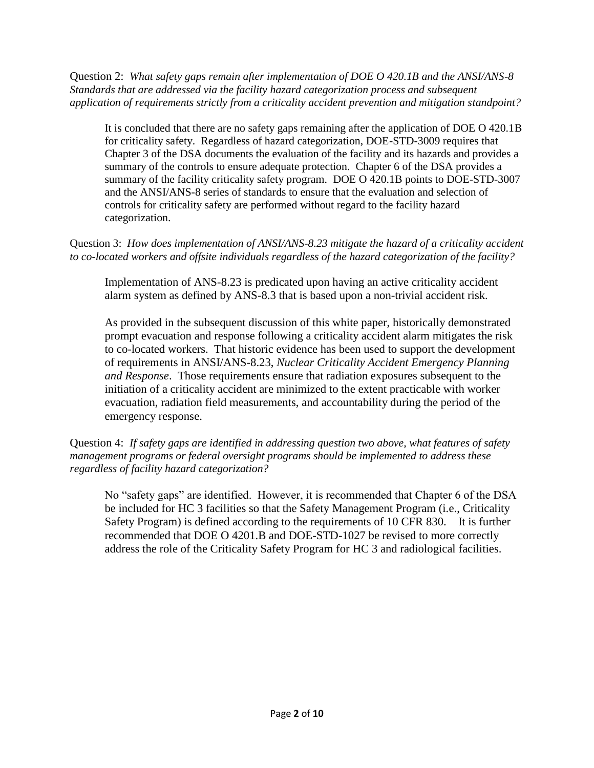Question 2: *What safety gaps remain after implementation of DOE O 420.1B and the ANSI/ANS-8 Standards that are addressed via the facility hazard categorization process and subsequent application of requirements strictly from a criticality accident prevention and mitigation standpoint?*

It is concluded that there are no safety gaps remaining after the application of DOE O 420.1B for criticality safety. Regardless of hazard categorization, DOE-STD-3009 requires that Chapter 3 of the DSA documents the evaluation of the facility and its hazards and provides a summary of the controls to ensure adequate protection. Chapter 6 of the DSA provides a summary of the facility criticality safety program. DOE O 420.1B points to DOE-STD-3007 and the ANSI/ANS-8 series of standards to ensure that the evaluation and selection of controls for criticality safety are performed without regard to the facility hazard categorization.

Question 3: *How does implementation of ANSI/ANS-8.23 mitigate the hazard of a criticality accident to co-located workers and offsite individuals regardless of the hazard categorization of the facility?*

Implementation of ANS-8.23 is predicated upon having an active criticality accident alarm system as defined by ANS-8.3 that is based upon a non-trivial accident risk.

As provided in the subsequent discussion of this white paper, historically demonstrated prompt evacuation and response following a criticality accident alarm mitigates the risk to co-located workers. That historic evidence has been used to support the development of requirements in ANSI/ANS-8.23, *Nuclear Criticality Accident Emergency Planning and Response*. Those requirements ensure that radiation exposures subsequent to the initiation of a criticality accident are minimized to the extent practicable with worker evacuation, radiation field measurements, and accountability during the period of the emergency response.

Question 4: *If safety gaps are identified in addressing question two above, what features of safety management programs or federal oversight programs should be implemented to address these regardless of facility hazard categorization?*

No "safety gaps" are identified. However, it is recommended that Chapter 6 of the DSA be included for HC 3 facilities so that the Safety Management Program (i.e., Criticality Safety Program) is defined according to the requirements of 10 CFR 830. It is further recommended that DOE O 4201.B and DOE-STD-1027 be revised to more correctly address the role of the Criticality Safety Program for HC 3 and radiological facilities.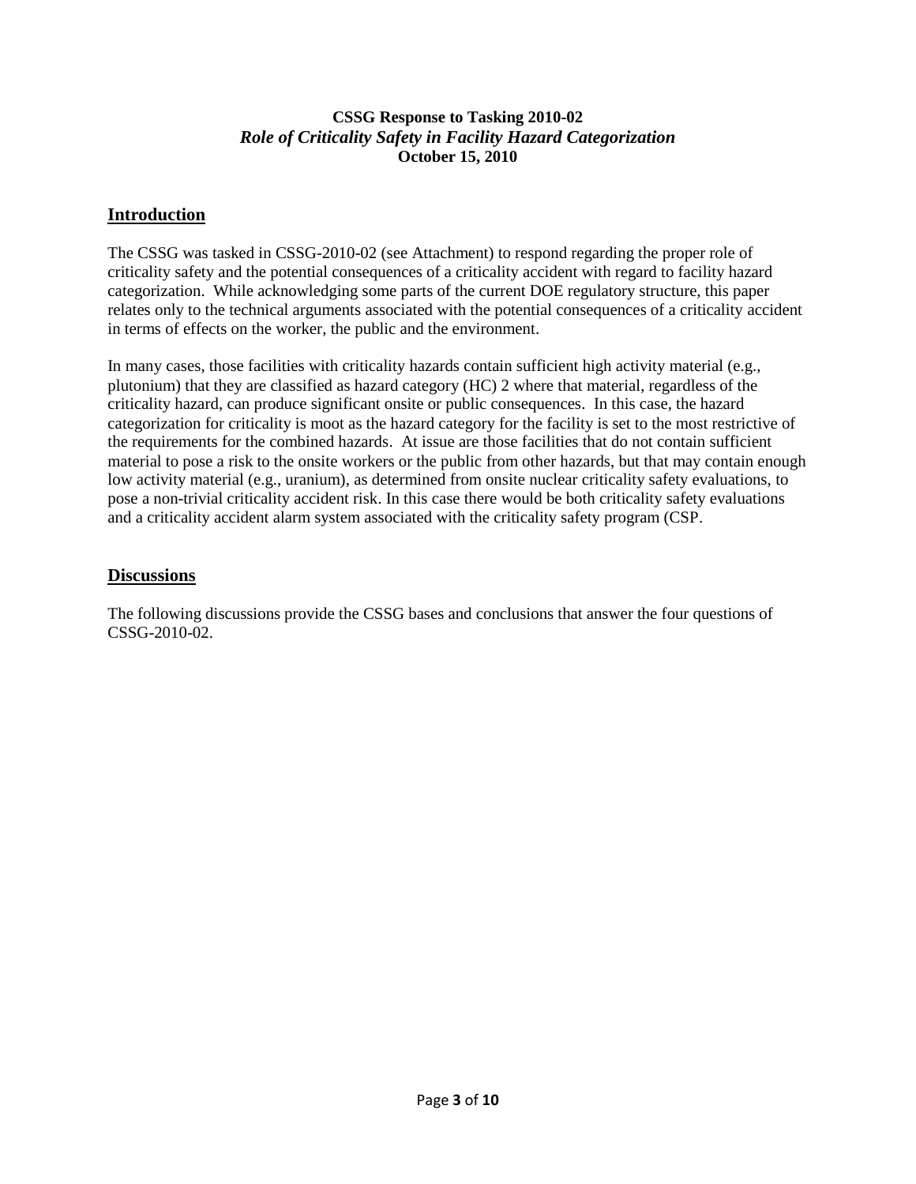**CSSG Response to Tasking 2010-02**
***Role of Criticality Safety in Facility Hazard Categorization***
**October 15, 2010**

## Introduction

The CSSG was tasked in CSSG-2010-02 (see Attachment) to respond regarding the proper role of criticality safety and the potential consequences of a criticality accident with regard to facility hazard categorization. While acknowledging some parts of the current DOE regulatory structure, this paper relates only to the technical arguments associated with the potential consequences of a criticality accident in terms of effects on the worker, the public and the environment.

In many cases, those facilities with criticality hazards contain sufficient high activity material (e.g., plutonium) that they are classified as hazard category (HC) 2 where that material, regardless of the criticality hazard, can produce significant onsite or public consequences. In this case, the hazard categorization for criticality is moot as the hazard category for the facility is set to the most restrictive of the requirements for the combined hazards. At issue are those facilities that do not contain sufficient material to pose a risk to the onsite workers or the public from other hazards, but that may contain enough low activity material (e.g., uranium), as determined from onsite nuclear criticality safety evaluations, to pose a non-trivial criticality accident risk. In this case there would be both criticality safety evaluations and a criticality accident alarm system associated with the criticality safety program (CSP.

## Discussions

The following discussions provide the CSSG bases and conclusions that answer the four questions of CSSG-2010-02.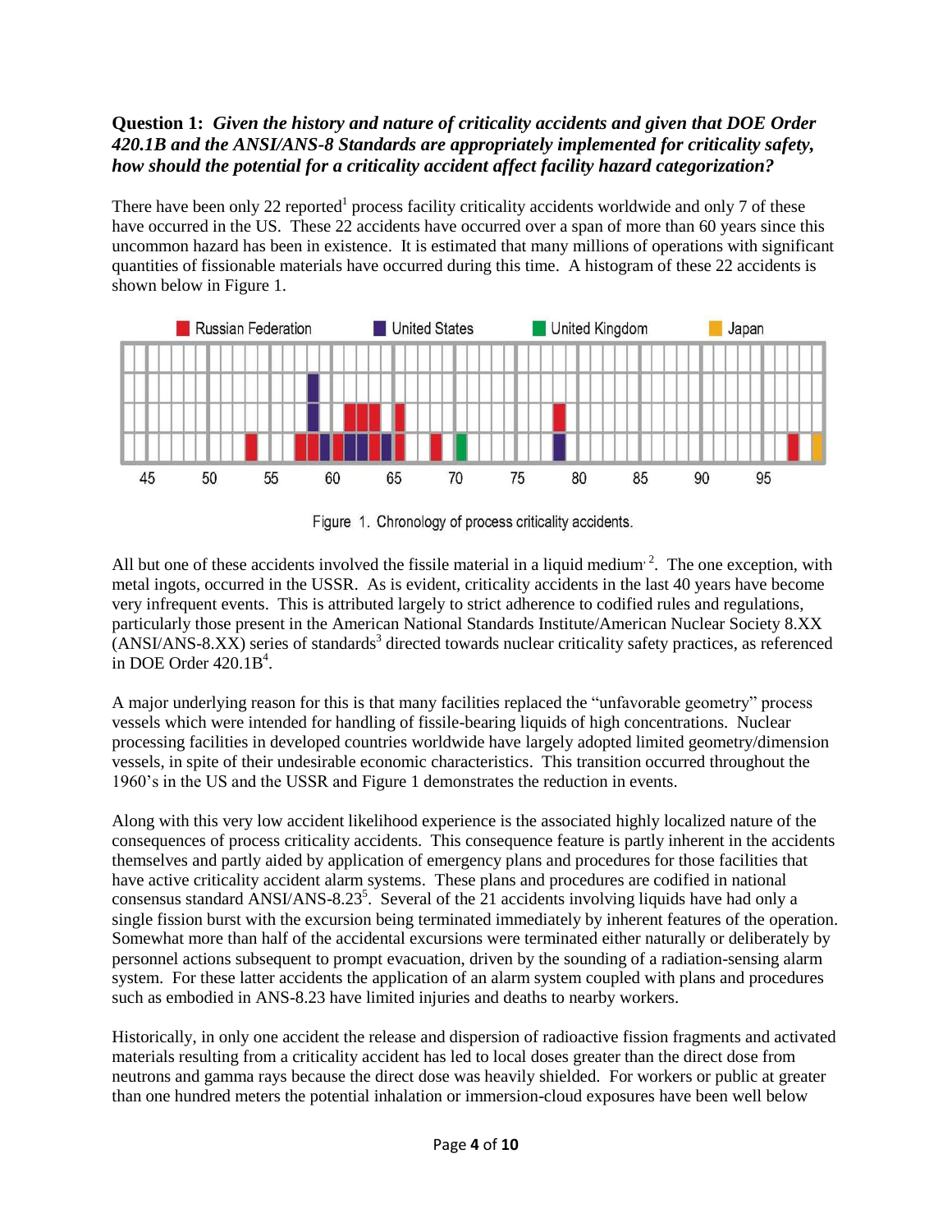**Question 1:** ***Given the history and nature of criticality accidents and given that DOE Order 420.1B and the ANSI/ANS-8 Standards are appropriately implemented for criticality safety, how should the potential for a criticality accident affect facility hazard categorization?***

There have been only 22 reported[1] process facility criticality accidents worldwide and only 7 of these have occurred in the US. These 22 accidents have occurred over a span of more than 60 years since this uncommon hazard has been in existence. It is estimated that many millions of operations with significant quantities of fissionable materials have occurred during this time. A histogram of these 22 accidents is shown below in Figure 1.

Russian Federation
United States
United Kingdom
Japan

45
50
55
60
65
70
75
80
85
90
95

Figure 1. Chronology of process criticality accidents.

All but one of these accidents involved the fissile material in a liquid medium[2]. The one exception, with metal ingots, occurred in the USSR. As is evident, criticality accidents in the last 40 years have become very infrequent events. This is attributed largely to strict adherence to codified rules and regulations, particularly those present in the American National Standards Institute/American Nuclear Society 8.XX (ANSI/ANS-8.XX) series of standards[3] directed towards nuclear criticality safety practices, as referenced in DOE Order 420.1B[4].

A major underlying reason for this is that many facilities replaced the "unfavorable geometry" process vessels which were intended for handling of fissile-bearing liquids of high concentrations. Nuclear processing facilities in developed countries worldwide have largely adopted limited geometry/dimension vessels, in spite of their undesirable economic characteristics. This transition occurred throughout the 1960's in the US and the USSR and Figure 1 demonstrates the reduction in events.

Along with this very low accident likelihood experience is the associated highly localized nature of the consequences of process criticality accidents. This consequence feature is partly inherent in the accidents themselves and partly aided by application of emergency plans and procedures for those facilities that have active criticality accident alarm systems. These plans and procedures are codified in national consensus standard ANSI/ANS-8.23[5]. Several of the 21 accidents involving liquids have had only a single fission burst with the excursion being terminated immediately by inherent features of the operation. Somewhat more than half of the accidental excursions were terminated either naturally or deliberately by personnel actions subsequent to prompt evacuation, driven by the sounding of a radiation-sensing alarm system. For these latter accidents the application of an alarm system coupled with plans and procedures such as embodied in ANS-8.23 have limited injuries and deaths to nearby workers.

Historically, in only one accident the release and dispersion of radioactive fission fragments and activated materials resulting from a criticality accident has led to local doses greater than the direct dose from neutrons and gamma rays because the direct dose was heavily shielded. For workers or public at greater than one hundred meters the potential inhalation or immersion-cloud exposures have been well below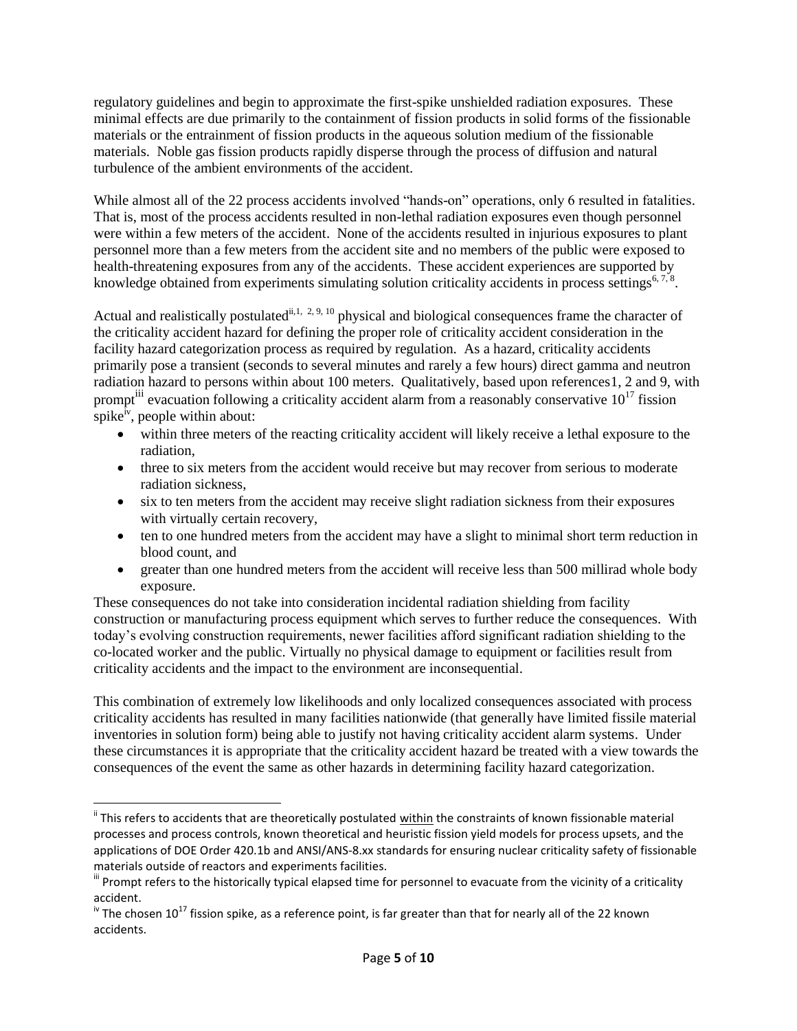regulatory guidelines and begin to approximate the first-spike unshielded radiation exposures. These minimal effects are due primarily to the containment of fission products in solid forms of the fissionable materials or the entrainment of fission products in the aqueous solution medium of the fissionable materials. Noble gas fission products rapidly disperse through the process of diffusion and natural turbulence of the ambient environments of the accident.

While almost all of the 22 process accidents involved "hands-on" operations, only 6 resulted in fatalities. That is, most of the process accidents resulted in non-lethal radiation exposures even though personnel were within a few meters of the accident. None of the accidents resulted in injurious exposures to plant personnel more than a few meters from the accident site and no members of the public were exposed to health-threatening exposures from any of the accidents. These accident experiences are supported by knowledge obtained from experiments simulating solution criticality accidents in process settings[6, 7, 8].

Actual and realistically postulated[ii,1, 2, 9, 10] physical and biological consequences frame the character of the criticality accident hazard for defining the proper role of criticality accident consideration in the facility hazard categorization process as required by regulation. As a hazard, criticality accidents primarily pose a transient (seconds to several minutes and rarely a few hours) direct gamma and neutron radiation hazard to persons within about 100 meters. Qualitatively, based upon references1, 2 and 9, with prompt[iii] evacuation following a criticality accident alarm from a reasonably conservative $10^{17}$ fission spike[iv], people within about:

- within three meters of the reacting criticality accident will likely receive a lethal exposure to the radiation,
- three to six meters from the accident would receive but may recover from serious to moderate radiation sickness,
- six to ten meters from the accident may receive slight radiation sickness from their exposures with virtually certain recovery,
- ten to one hundred meters from the accident may have a slight to minimal short term reduction in blood count, and
- greater than one hundred meters from the accident will receive less than 500 millirad whole body exposure.

These consequences do not take into consideration incidental radiation shielding from facility construction or manufacturing process equipment which serves to further reduce the consequences. With today's evolving construction requirements, newer facilities afford significant radiation shielding to the co-located worker and the public. Virtually no physical damage to equipment or facilities result from criticality accidents and the impact to the environment are inconsequential.

This combination of extremely low likelihoods and only localized consequences associated with process criticality accidents has resulted in many facilities nationwide (that generally have limited fissile material inventories in solution form) being able to justify not having criticality accident alarm systems. Under these circumstances it is appropriate that the criticality accident hazard be treated with a view towards the consequences of the event the same as other hazards in determining facility hazard categorization.

---

[ii] This refers to accidents that are theoretically postulated within the constraints of known fissionable material processes and process controls, known theoretical and heuristic fission yield models for process upsets, and the applications of DOE Order 420.1b and ANSI/ANS-8.xx standards for ensuring nuclear criticality safety of fissionable materials outside of reactors and experiments facilities.

[iii] Prompt refers to the historically typical elapsed time for personnel to evacuate from the vicinity of a criticality accident.

[iv] The chosen $10^{17}$ fission spike, as a reference point, is far greater than that for nearly all of the 22 known accidents.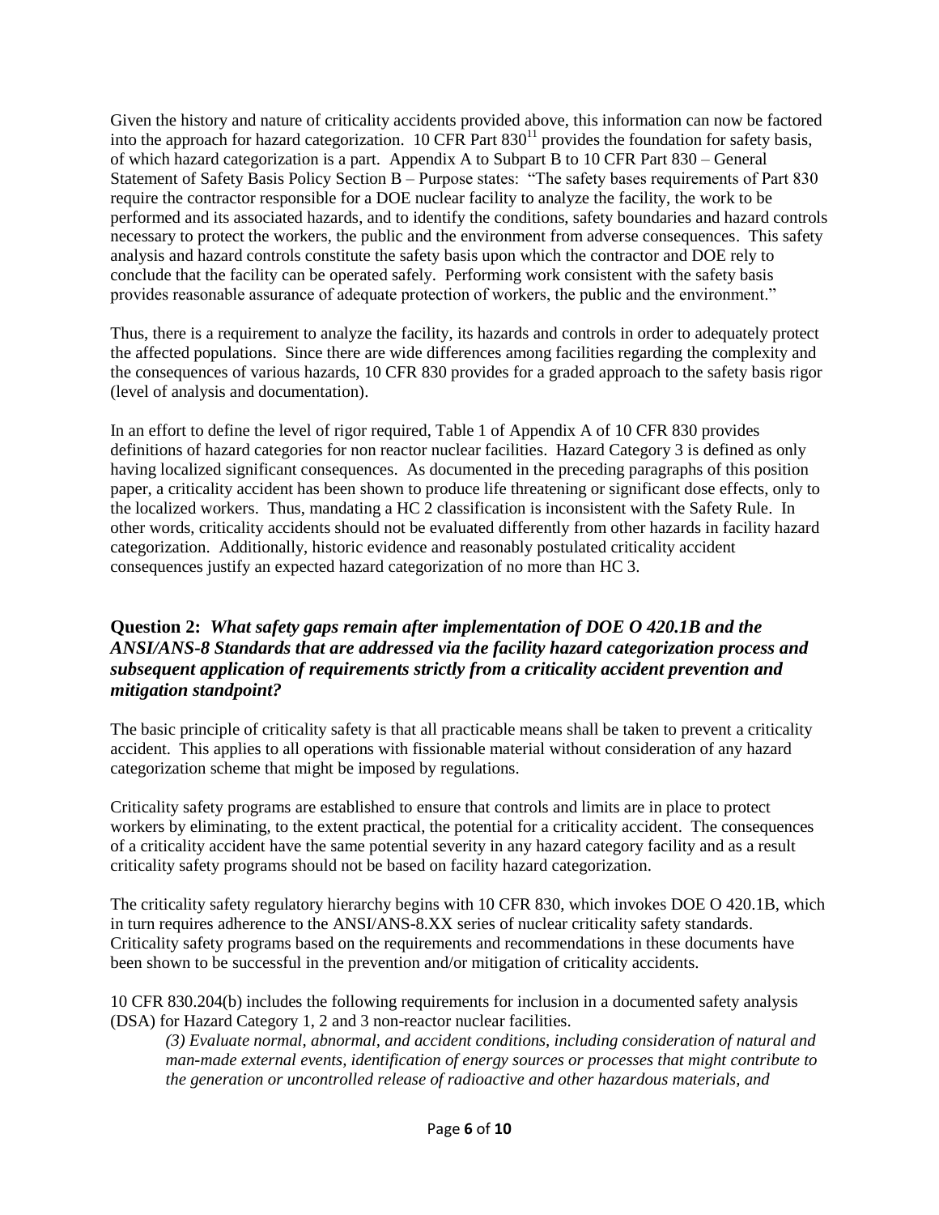Given the history and nature of criticality accidents provided above, this information can now be factored into the approach for hazard categorization. 10 CFR Part 830[11] provides the foundation for safety basis, of which hazard categorization is a part. Appendix A to Subpart B to 10 CFR Part 830 – General Statement of Safety Basis Policy Section B – Purpose states: "The safety bases requirements of Part 830 require the contractor responsible for a DOE nuclear facility to analyze the facility, the work to be performed and its associated hazards, and to identify the conditions, safety boundaries and hazard controls necessary to protect the workers, the public and the environment from adverse consequences. This safety analysis and hazard controls constitute the safety basis upon which the contractor and DOE rely to conclude that the facility can be operated safely. Performing work consistent with the safety basis provides reasonable assurance of adequate protection of workers, the public and the environment."

Thus, there is a requirement to analyze the facility, its hazards and controls in order to adequately protect the affected populations. Since there are wide differences among facilities regarding the complexity and the consequences of various hazards, 10 CFR 830 provides for a graded approach to the safety basis rigor (level of analysis and documentation).

In an effort to define the level of rigor required, Table 1 of Appendix A of 10 CFR 830 provides definitions of hazard categories for non reactor nuclear facilities. Hazard Category 3 is defined as only having localized significant consequences. As documented in the preceding paragraphs of this position paper, a criticality accident has been shown to produce life threatening or significant dose effects, only to the localized workers. Thus, mandating a HC 2 classification is inconsistent with the Safety Rule. In other words, criticality accidents should not be evaluated differently from other hazards in facility hazard categorization. Additionally, historic evidence and reasonably postulated criticality accident consequences justify an expected hazard categorization of no more than HC 3.

## Question 2: *What safety gaps remain after implementation of DOE O 420.1B and the ANSI/ANS-8 Standards that are addressed via the facility hazard categorization process and subsequent application of requirements strictly from a criticality accident prevention and mitigation standpoint?*

The basic principle of criticality safety is that all practicable means shall be taken to prevent a criticality accident. This applies to all operations with fissionable material without consideration of any hazard categorization scheme that might be imposed by regulations.

Criticality safety programs are established to ensure that controls and limits are in place to protect workers by eliminating, to the extent practical, the potential for a criticality accident. The consequences of a criticality accident have the same potential severity in any hazard category facility and as a result criticality safety programs should not be based on facility hazard categorization.

The criticality safety regulatory hierarchy begins with 10 CFR 830, which invokes DOE O 420.1B, which in turn requires adherence to the ANSI/ANS-8.XX series of nuclear criticality safety standards. Criticality safety programs based on the requirements and recommendations in these documents have been shown to be successful in the prevention and/or mitigation of criticality accidents.

10 CFR 830.204(b) includes the following requirements for inclusion in a documented safety analysis (DSA) for Hazard Category 1, 2 and 3 non-reactor nuclear facilities.

> *(3) Evaluate normal, abnormal, and accident conditions, including consideration of natural and man-made external events, identification of energy sources or processes that might contribute to the generation or uncontrolled release of radioactive and other hazardous materials, and*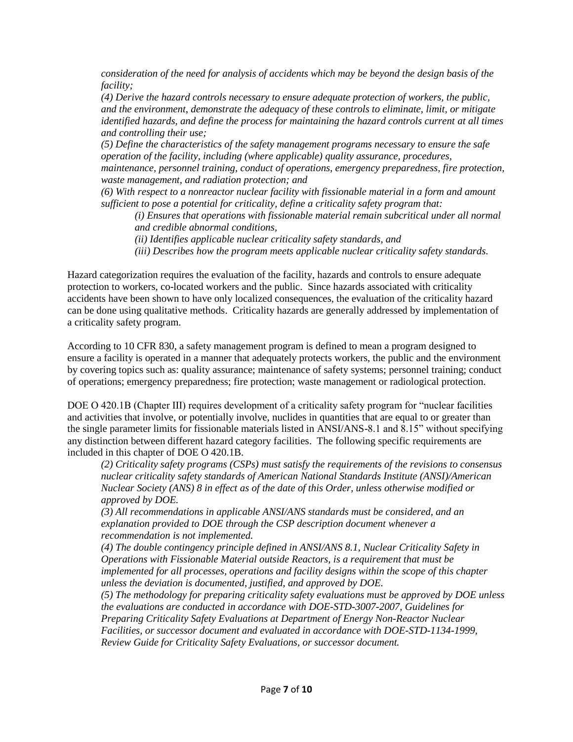*consideration of the need for analysis of accidents which may be beyond the design basis of the facility;*

*(4) Derive the hazard controls necessary to ensure adequate protection of workers, the public, and the environment, demonstrate the adequacy of these controls to eliminate, limit, or mitigate identified hazards, and define the process for maintaining the hazard controls current at all times and controlling their use;*

*(5) Define the characteristics of the safety management programs necessary to ensure the safe operation of the facility, including (where applicable) quality assurance, procedures, maintenance, personnel training, conduct of operations, emergency preparedness, fire protection, waste management, and radiation protection; and*

*(6) With respect to a nonreactor nuclear facility with fissionable material in a form and amount sufficient to pose a potential for criticality, define a criticality safety program that:*

> *(i) Ensures that operations with fissionable material remain subcritical under all normal and credible abnormal conditions,*
>
> *(ii) Identifies applicable nuclear criticality safety standards, and*
>
> *(iii) Describes how the program meets applicable nuclear criticality safety standards.*

Hazard categorization requires the evaluation of the facility, hazards and controls to ensure adequate protection to workers, co-located workers and the public. Since hazards associated with criticality accidents have been shown to have only localized consequences, the evaluation of the criticality hazard can be done using qualitative methods. Criticality hazards are generally addressed by implementation of a criticality safety program.

According to 10 CFR 830, a safety management program is defined to mean a program designed to ensure a facility is operated in a manner that adequately protects workers, the public and the environment by covering topics such as: quality assurance; maintenance of safety systems; personnel training; conduct of operations; emergency preparedness; fire protection; waste management or radiological protection.

DOE O 420.1B (Chapter III) requires development of a criticality safety program for "nuclear facilities and activities that involve, or potentially involve, nuclides in quantities that are equal to or greater than the single parameter limits for fissionable materials listed in ANSI/ANS-8.1 and 8.15" without specifying any distinction between different hazard category facilities. The following specific requirements are included in this chapter of DOE O 420.1B.

*(2) Criticality safety programs (CSPs) must satisfy the requirements of the revisions to consensus nuclear criticality safety standards of American National Standards Institute (ANSI)/American Nuclear Society (ANS) 8 in effect as of the date of this Order, unless otherwise modified or approved by DOE.*

*(3) All recommendations in applicable ANSI/ANS standards must be considered, and an explanation provided to DOE through the CSP description document whenever a recommendation is not implemented.*

*(4) The double contingency principle defined in ANSI/ANS 8.1, Nuclear Criticality Safety in Operations with Fissionable Material outside Reactors, is a requirement that must be implemented for all processes, operations and facility designs within the scope of this chapter unless the deviation is documented, justified, and approved by DOE.*

*(5) The methodology for preparing criticality safety evaluations must be approved by DOE unless the evaluations are conducted in accordance with DOE-STD-3007-2007, Guidelines for Preparing Criticality Safety Evaluations at Department of Energy Non-Reactor Nuclear Facilities, or successor document and evaluated in accordance with DOE-STD-1134-1999, Review Guide for Criticality Safety Evaluations, or successor document.*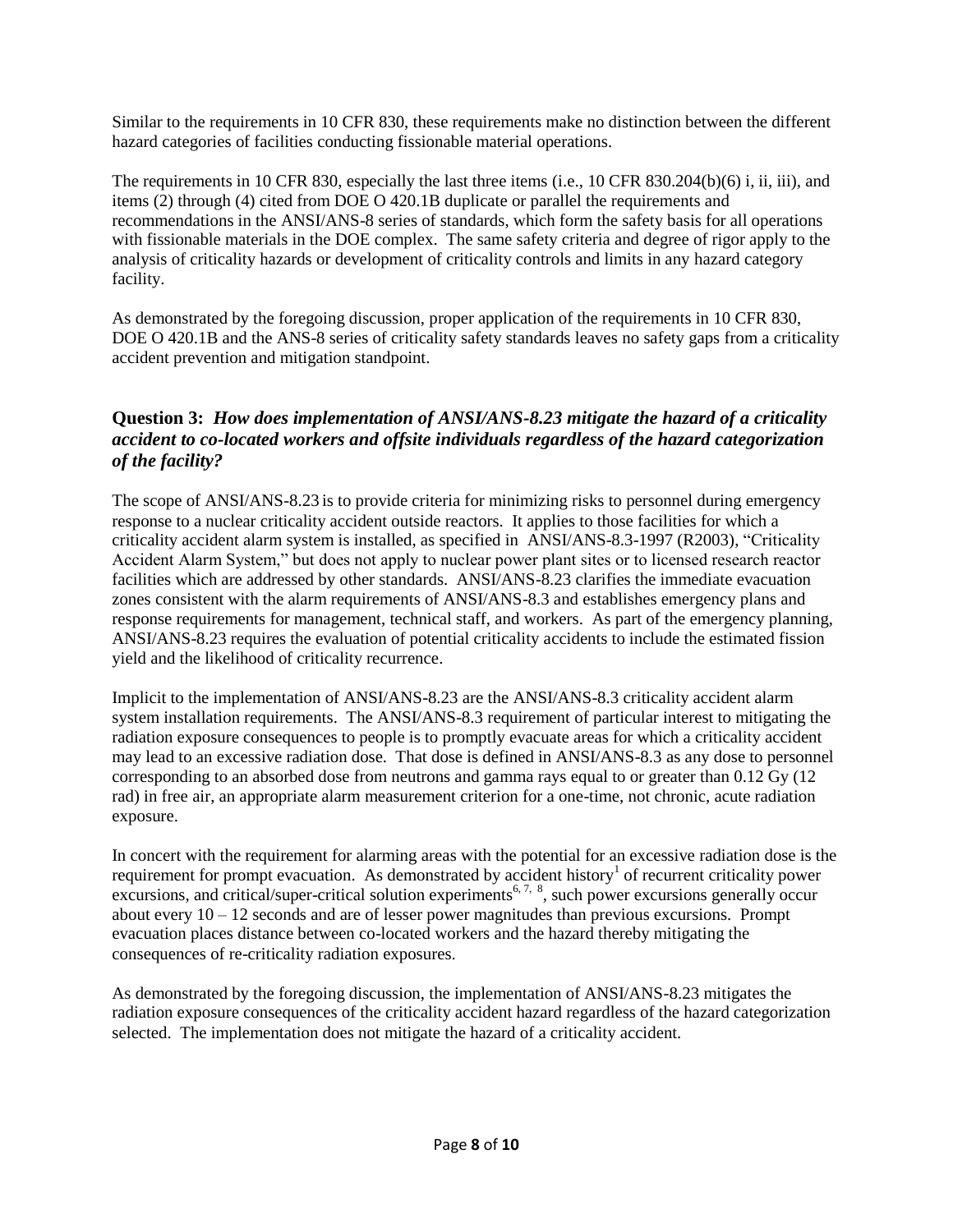Similar to the requirements in 10 CFR 830, these requirements make no distinction between the different hazard categories of facilities conducting fissionable material operations.

The requirements in 10 CFR 830, especially the last three items (i.e., 10 CFR 830.204(b)(6) i, ii, iii), and items (2) through (4) cited from DOE O 420.1B duplicate or parallel the requirements and recommendations in the ANSI/ANS-8 series of standards, which form the safety basis for all operations with fissionable materials in the DOE complex. The same safety criteria and degree of rigor apply to the analysis of criticality hazards or development of criticality controls and limits in any hazard category facility.

As demonstrated by the foregoing discussion, proper application of the requirements in 10 CFR 830, DOE O 420.1B and the ANS-8 series of criticality safety standards leaves no safety gaps from a criticality accident prevention and mitigation standpoint.

### Question 3: *How does implementation of ANSI/ANS-8.23 mitigate the hazard of a criticality accident to co-located workers and offsite individuals regardless of the hazard categorization of the facility?*

The scope of ANSI/ANS-8.23 is to provide criteria for minimizing risks to personnel during emergency response to a nuclear criticality accident outside reactors. It applies to those facilities for which a criticality accident alarm system is installed, as specified in ANSI/ANS-8.3-1997 (R2003), "Criticality Accident Alarm System," but does not apply to nuclear power plant sites or to licensed research reactor facilities which are addressed by other standards. ANSI/ANS-8.23 clarifies the immediate evacuation zones consistent with the alarm requirements of ANSI/ANS-8.3 and establishes emergency plans and response requirements for management, technical staff, and workers. As part of the emergency planning, ANSI/ANS-8.23 requires the evaluation of potential criticality accidents to include the estimated fission yield and the likelihood of criticality recurrence.

Implicit to the implementation of ANSI/ANS-8.23 are the ANSI/ANS-8.3 criticality accident alarm system installation requirements. The ANSI/ANS-8.3 requirement of particular interest to mitigating the radiation exposure consequences to people is to promptly evacuate areas for which a criticality accident may lead to an excessive radiation dose. That dose is defined in ANSI/ANS-8.3 as any dose to personnel corresponding to an absorbed dose from neutrons and gamma rays equal to or greater than 0.12 Gy (12 rad) in free air, an appropriate alarm measurement criterion for a one-time, not chronic, acute radiation exposure.

In concert with the requirement for alarming areas with the potential for an excessive radiation dose is the requirement for prompt evacuation. As demonstrated by accident history[1] of recurrent criticality power excursions, and critical/super-critical solution experiments[6, 7, 8], such power excursions generally occur about every 10 – 12 seconds and are of lesser power magnitudes than previous excursions. Prompt evacuation places distance between co-located workers and the hazard thereby mitigating the consequences of re-criticality radiation exposures.

As demonstrated by the foregoing discussion, the implementation of ANSI/ANS-8.23 mitigates the radiation exposure consequences of the criticality accident hazard regardless of the hazard categorization selected. The implementation does not mitigate the hazard of a criticality accident.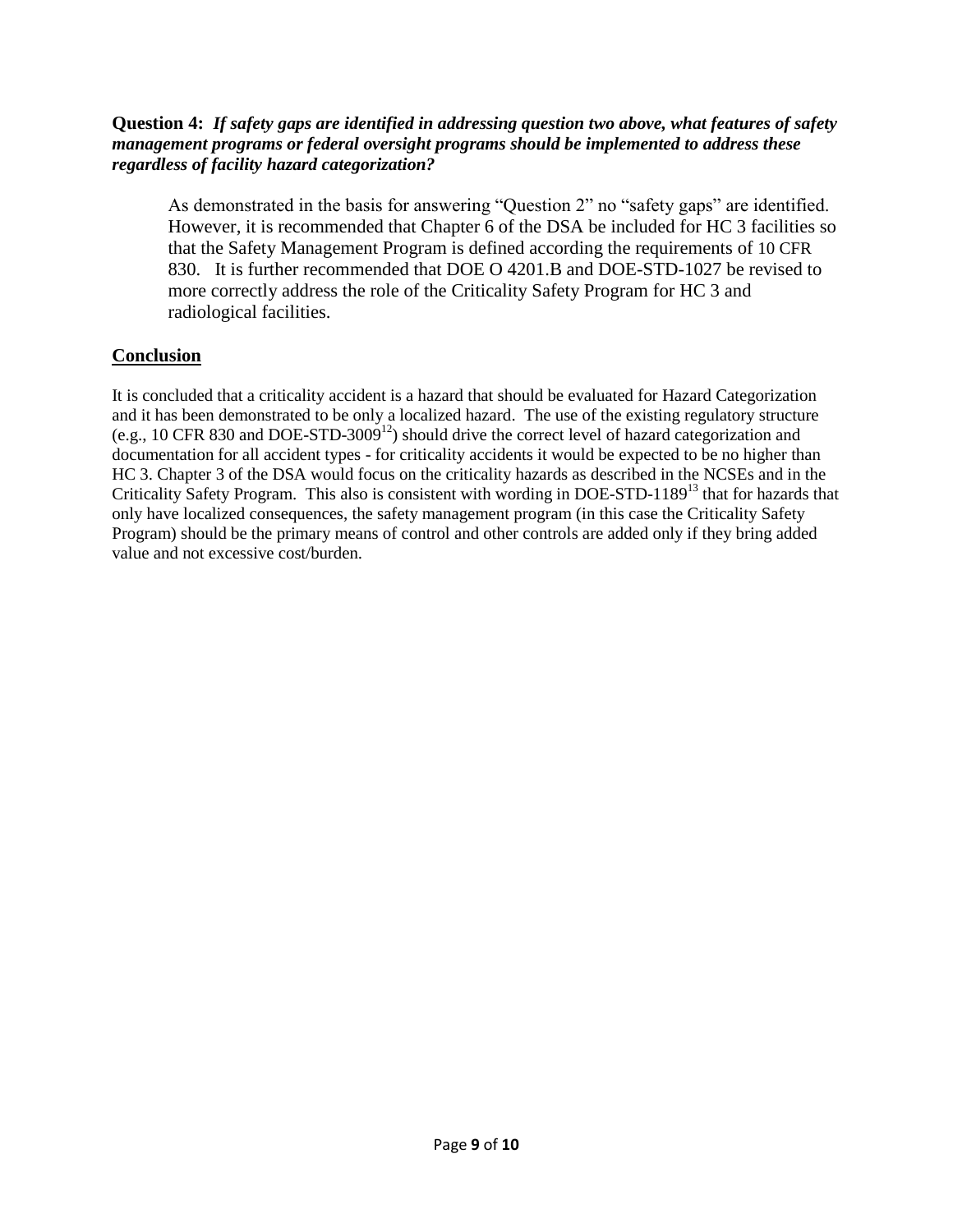**Question 4:** ***If safety gaps are identified in addressing question two above, what features of safety management programs or federal oversight programs should be implemented to address these regardless of facility hazard categorization?***

> As demonstrated in the basis for answering "Question 2" no "safety gaps" are identified. However, it is recommended that Chapter 6 of the DSA be included for HC 3 facilities so that the Safety Management Program is defined according the requirements of 10 CFR 830. It is further recommended that DOE O 4201.B and DOE-STD-1027 be revised to more correctly address the role of the Criticality Safety Program for HC 3 and radiological facilities.

## Conclusion

It is concluded that a criticality accident is a hazard that should be evaluated for Hazard Categorization and it has been demonstrated to be only a localized hazard. The use of the existing regulatory structure (e.g., 10 CFR 830 and DOE-STD-3009[12]) should drive the correct level of hazard categorization and documentation for all accident types - for criticality accidents it would be expected to be no higher than HC 3. Chapter 3 of the DSA would focus on the criticality hazards as described in the NCSEs and in the Criticality Safety Program. This also is consistent with wording in DOE-STD-1189[13] that for hazards that only have localized consequences, the safety management program (in this case the Criticality Safety Program) should be the primary means of control and other controls are added only if they bring added value and not excessive cost/burden.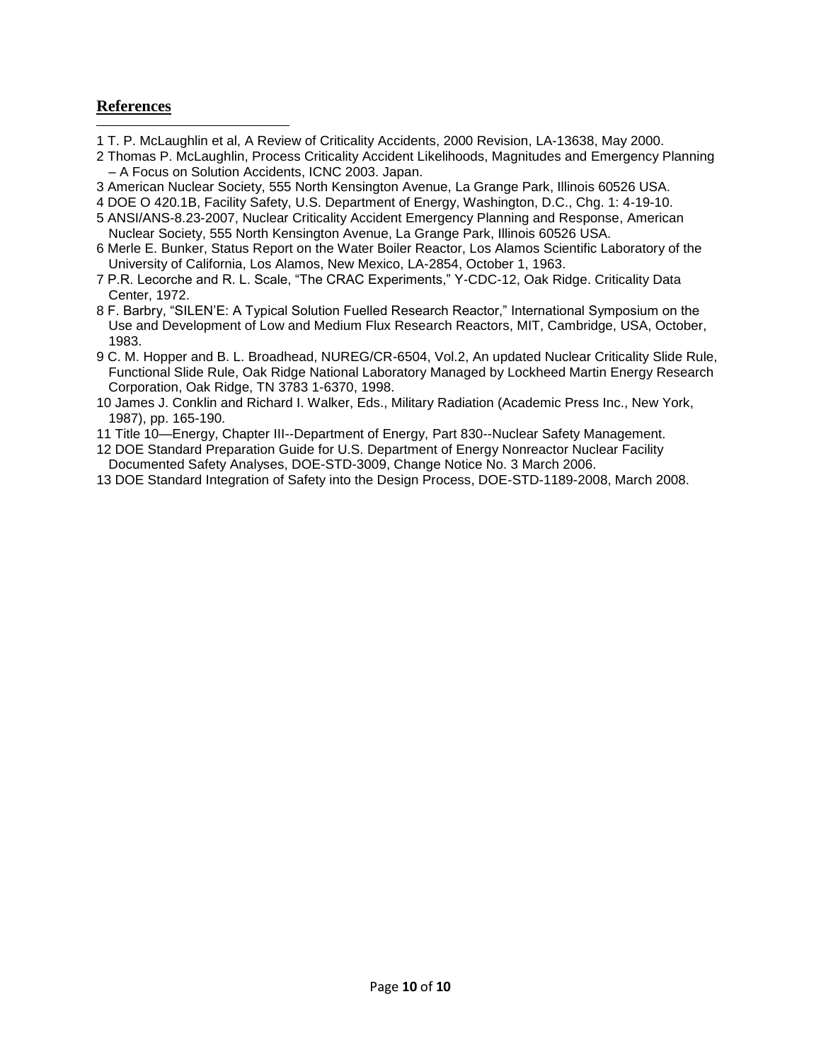## References

1 T. P. McLaughlin et al, A Review of Criticality Accidents, 2000 Revision, LA-13638, May 2000.

2 Thomas P. McLaughlin, Process Criticality Accident Likelihoods, Magnitudes and Emergency Planning – A Focus on Solution Accidents, ICNC 2003. Japan.

3 American Nuclear Society, 555 North Kensington Avenue, La Grange Park, Illinois 60526 USA.

4 DOE O 420.1B, Facility Safety, U.S. Department of Energy, Washington, D.C., Chg. 1: 4-19-10.

5 ANSI/ANS-8.23-2007, Nuclear Criticality Accident Emergency Planning and Response, American Nuclear Society, 555 North Kensington Avenue, La Grange Park, Illinois 60526 USA.

6 Merle E. Bunker, Status Report on the Water Boiler Reactor, Los Alamos Scientific Laboratory of the University of California, Los Alamos, New Mexico, LA-2854, October 1, 1963.

7 P.R. Lecorche and R. L. Scale, "The CRAC Experiments," Y-CDC-12, Oak Ridge. Criticality Data Center, 1972.

8 F. Barbry, "SILEN'E: A Typical Solution Fuelled Research Reactor," International Symposium on the Use and Development of Low and Medium Flux Research Reactors, MIT, Cambridge, USA, October, 1983.

9 C. M. Hopper and B. L. Broadhead, NUREG/CR-6504, Vol.2, An updated Nuclear Criticality Slide Rule, Functional Slide Rule, Oak Ridge National Laboratory Managed by Lockheed Martin Energy Research Corporation, Oak Ridge, TN 3783 1-6370, 1998.

10 James J. Conklin and Richard I. Walker, Eds., Military Radiation (Academic Press Inc., New York, 1987), pp. 165-190.

11 Title 10—Energy, Chapter III--Department of Energy, Part 830--Nuclear Safety Management.

12 DOE Standard Preparation Guide for U.S. Department of Energy Nonreactor Nuclear Facility Documented Safety Analyses, DOE-STD-3009, Change Notice No. 3 March 2006.

13 DOE Standard Integration of Safety into the Design Process, DOE-STD-1189-2008, March 2008.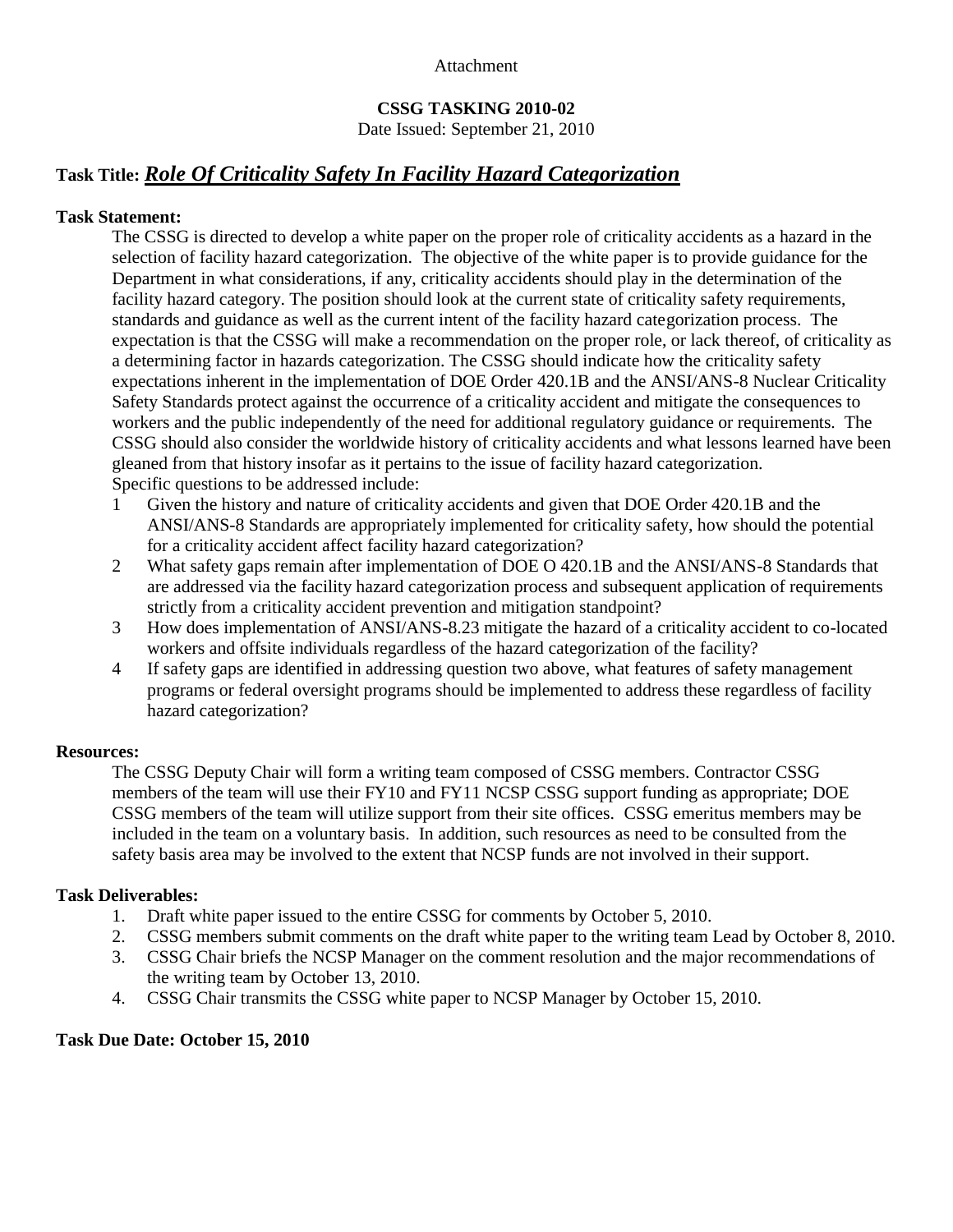Attachment

**CSSG TASKING 2010-02**

Date Issued: September 21, 2010

## Task Title: *Role Of Criticality Safety In Facility Hazard Categorization*

**Task Statement:**

The CSSG is directed to develop a white paper on the proper role of criticality accidents as a hazard in the selection of facility hazard categorization. The objective of the white paper is to provide guidance for the Department in what considerations, if any, criticality accidents should play in the determination of the facility hazard category. The position should look at the current state of criticality safety requirements, standards and guidance as well as the current intent of the facility hazard categorization process. The expectation is that the CSSG will make a recommendation on the proper role, or lack thereof, of criticality as a determining factor in hazards categorization. The CSSG should indicate how the criticality safety expectations inherent in the implementation of DOE Order 420.1B and the ANSI/ANS-8 Nuclear Criticality Safety Standards protect against the occurrence of a criticality accident and mitigate the consequences to workers and the public independently of the need for additional regulatory guidance or requirements. The CSSG should also consider the worldwide history of criticality accidents and what lessons learned have been gleaned from that history insofar as it pertains to the issue of facility hazard categorization.

Specific questions to be addressed include:

1 Given the history and nature of criticality accidents and given that DOE Order 420.1B and the ANSI/ANS-8 Standards are appropriately implemented for criticality safety, how should the potential for a criticality accident affect facility hazard categorization?

2 What safety gaps remain after implementation of DOE O 420.1B and the ANSI/ANS-8 Standards that are addressed via the facility hazard categorization process and subsequent application of requirements strictly from a criticality accident prevention and mitigation standpoint?

3 How does implementation of ANSI/ANS-8.23 mitigate the hazard of a criticality accident to co-located workers and offsite individuals regardless of the hazard categorization of the facility?

4 If safety gaps are identified in addressing question two above, what features of safety management programs or federal oversight programs should be implemented to address these regardless of facility hazard categorization?

**Resources:**

The CSSG Deputy Chair will form a writing team composed of CSSG members. Contractor CSSG members of the team will use their FY10 and FY11 NCSP CSSG support funding as appropriate; DOE CSSG members of the team will utilize support from their site offices. CSSG emeritus members may be included in the team on a voluntary basis. In addition, such resources as need to be consulted from the safety basis area may be involved to the extent that NCSP funds are not involved in their support.

**Task Deliverables:**

1. Draft white paper issued to the entire CSSG for comments by October 5, 2010.
2. CSSG members submit comments on the draft white paper to the writing team Lead by October 8, 2010.
3. CSSG Chair briefs the NCSP Manager on the comment resolution and the major recommendations of the writing team by October 13, 2010.
4. CSSG Chair transmits the CSSG white paper to NCSP Manager by October 15, 2010.

**Task Due Date: October 15, 2010**